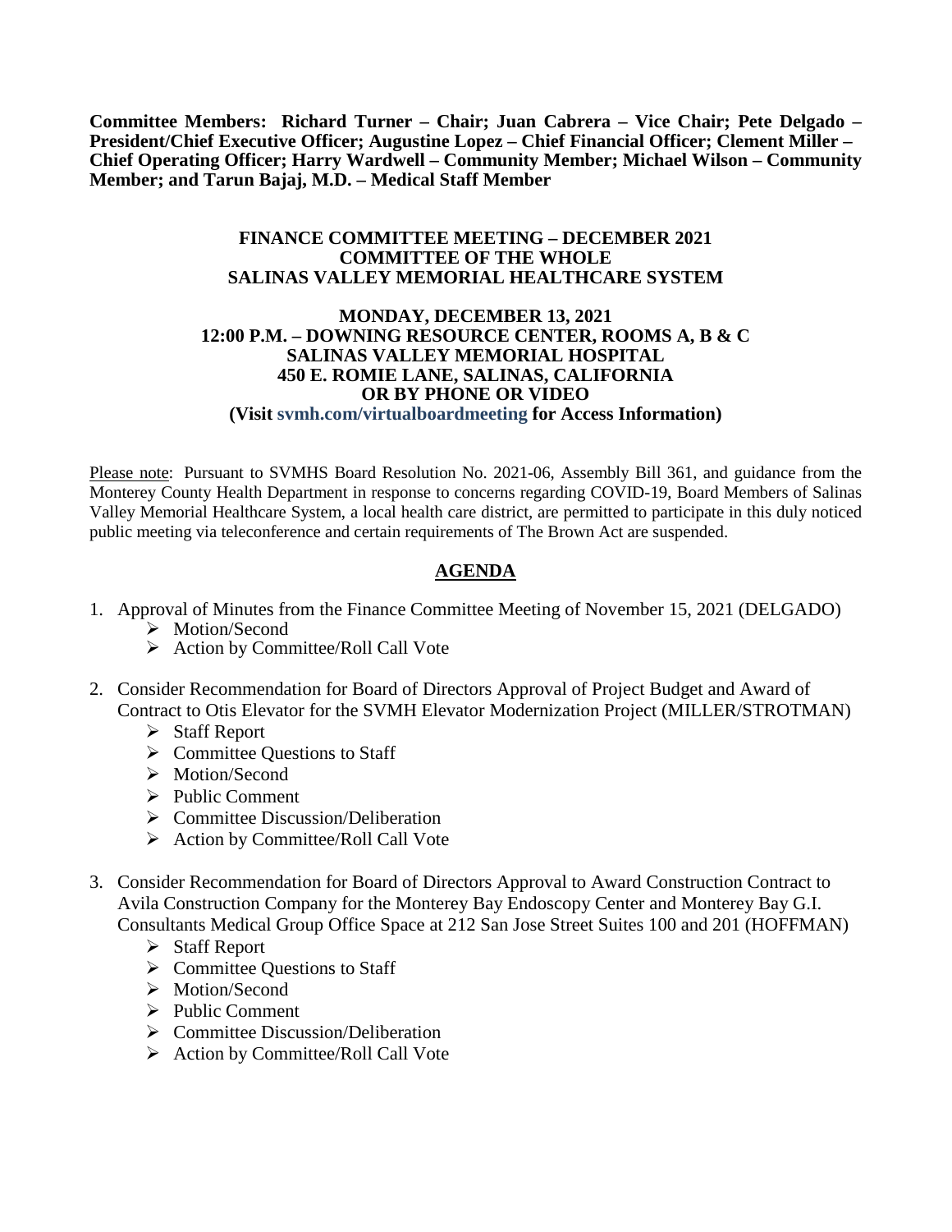**Committee Members: Richard Turner – Chair; Juan Cabrera – Vice Chair; Pete Delgado – President/Chief Executive Officer; Augustine Lopez – Chief Financial Officer; Clement Miller – Chief Operating Officer; Harry Wardwell – Community Member; Michael Wilson – Community Member; and Tarun Bajaj, M.D. – Medical Staff Member**

**FINANCE COMMITTEE MEETING – DECEMBER 2021**
**COMMITTEE OF THE WHOLE**
**SALINAS VALLEY MEMORIAL HEALTHCARE SYSTEM**

**MONDAY, DECEMBER 13, 2021**
**12:00 P.M. – DOWNING RESOURCE CENTER, ROOMS A, B & C**
**SALINAS VALLEY MEMORIAL HOSPITAL**
**450 E. ROMIE LANE, SALINAS, CALIFORNIA**
**OR BY PHONE OR VIDEO**
**(Visit svmh.com/virtualboardmeeting for Access Information)**

Please note: Pursuant to SVMHS Board Resolution No. 2021-06, Assembly Bill 361, and guidance from the Monterey County Health Department in response to concerns regarding COVID-19, Board Members of Salinas Valley Memorial Healthcare System, a local health care district, are permitted to participate in this duly noticed public meeting via teleconference and certain requirements of The Brown Act are suspended.

## AGENDA

1. Approval of Minutes from the Finance Committee Meeting of November 15, 2021 (DELGADO)
   - Motion/Second
   - Action by Committee/Roll Call Vote

2. Consider Recommendation for Board of Directors Approval of Project Budget and Award of Contract to Otis Elevator for the SVMH Elevator Modernization Project (MILLER/STROTMAN)
   - Staff Report
   - Committee Questions to Staff
   - Motion/Second
   - Public Comment
   - Committee Discussion/Deliberation
   - Action by Committee/Roll Call Vote

3. Consider Recommendation for Board of Directors Approval to Award Construction Contract to Avila Construction Company for the Monterey Bay Endoscopy Center and Monterey Bay G.I. Consultants Medical Group Office Space at 212 San Jose Street Suites 100 and 201 (HOFFMAN)
   - Staff Report
   - Committee Questions to Staff
   - Motion/Second
   - Public Comment
   - Committee Discussion/Deliberation
   - Action by Committee/Roll Call Vote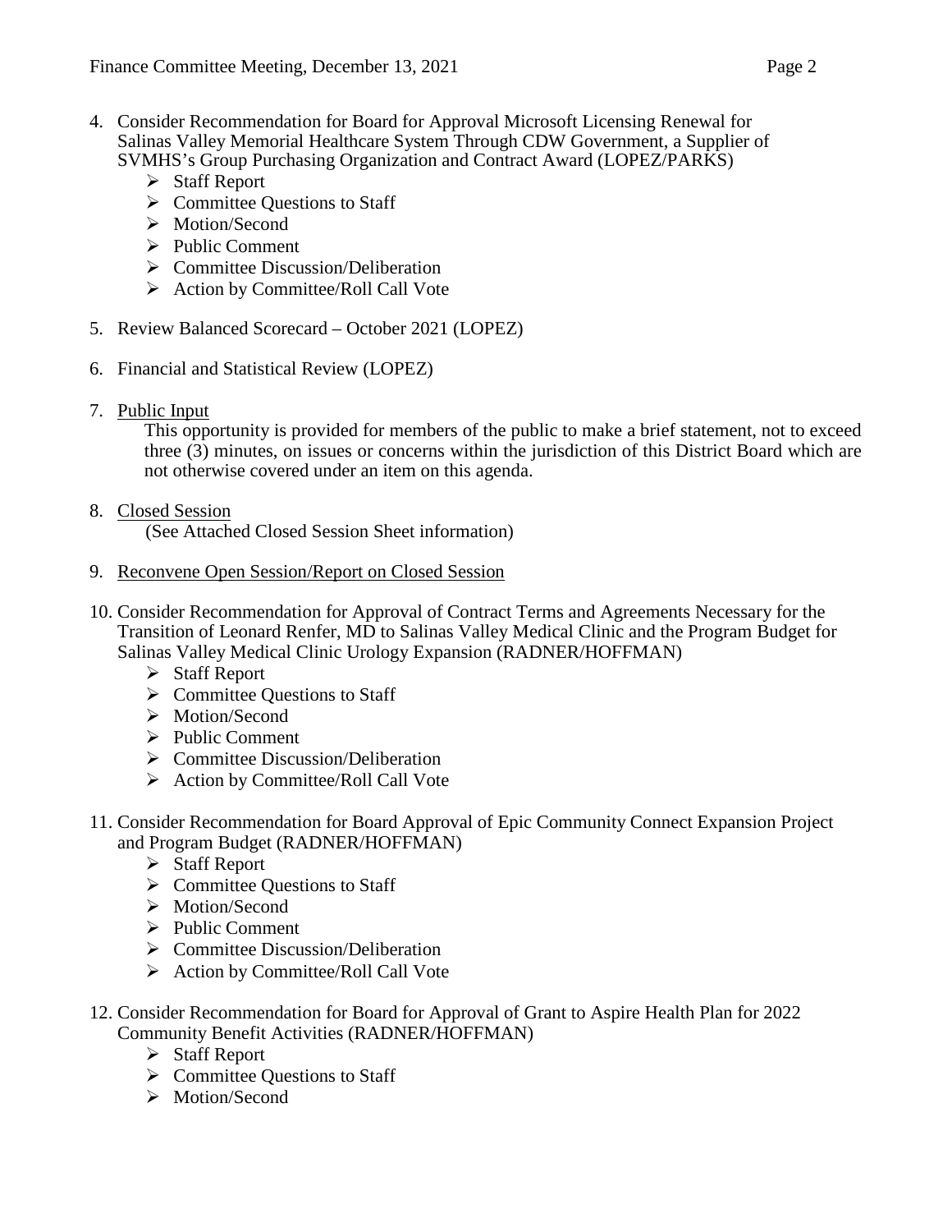4. Consider Recommendation for Board for Approval Microsoft Licensing Renewal for Salinas Valley Memorial Healthcare System Through CDW Government, a Supplier of SVMHS's Group Purchasing Organization and Contract Award (LOPEZ/PARKS)
   - Staff Report
   - Committee Questions to Staff
   - Motion/Second
   - Public Comment
   - Committee Discussion/Deliberation
   - Action by Committee/Roll Call Vote

5. Review Balanced Scorecard – October 2021 (LOPEZ)

6. Financial and Statistical Review (LOPEZ)

7. <u>Public Input</u>

   This opportunity is provided for members of the public to make a brief statement, not to exceed three (3) minutes, on issues or concerns within the jurisdiction of this District Board which are not otherwise covered under an item on this agenda.

8. <u>Closed Session</u>

   (See Attached Closed Session Sheet information)

9. <u>Reconvene Open Session/Report on Closed Session</u>

10. Consider Recommendation for Approval of Contract Terms and Agreements Necessary for the Transition of Leonard Renfer, MD to Salinas Valley Medical Clinic and the Program Budget for Salinas Valley Medical Clinic Urology Expansion (RADNER/HOFFMAN)
    - Staff Report
    - Committee Questions to Staff
    - Motion/Second
    - Public Comment
    - Committee Discussion/Deliberation
    - Action by Committee/Roll Call Vote

11. Consider Recommendation for Board Approval of Epic Community Connect Expansion Project and Program Budget (RADNER/HOFFMAN)
    - Staff Report
    - Committee Questions to Staff
    - Motion/Second
    - Public Comment
    - Committee Discussion/Deliberation
    - Action by Committee/Roll Call Vote

12. Consider Recommendation for Board for Approval of Grant to Aspire Health Plan for 2022 Community Benefit Activities (RADNER/HOFFMAN)
    - Staff Report
    - Committee Questions to Staff
    - Motion/Second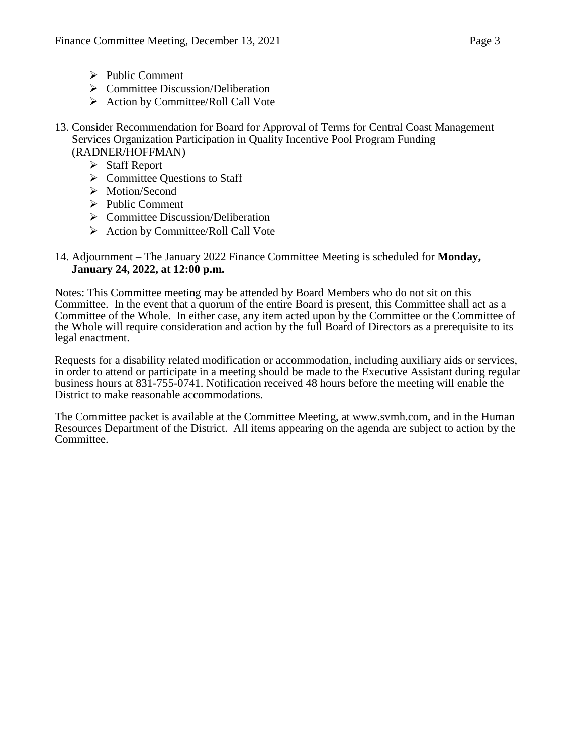- Public Comment
- Committee Discussion/Deliberation
- Action by Committee/Roll Call Vote

13. Consider Recommendation for Board for Approval of Terms for Central Coast Management Services Organization Participation in Quality Incentive Pool Program Funding (RADNER/HOFFMAN)
    - Staff Report
    - Committee Questions to Staff
    - Motion/Second
    - Public Comment
    - Committee Discussion/Deliberation
    - Action by Committee/Roll Call Vote

14. Adjournment – The January 2022 Finance Committee Meeting is scheduled for **Monday, January 24, 2022, at 12:00 p.m.**

Notes: This Committee meeting may be attended by Board Members who do not sit on this Committee. In the event that a quorum of the entire Board is present, this Committee shall act as a Committee of the Whole. In either case, any item acted upon by the Committee or the Committee of the Whole will require consideration and action by the full Board of Directors as a prerequisite to its legal enactment.

Requests for a disability related modification or accommodation, including auxiliary aids or services, in order to attend or participate in a meeting should be made to the Executive Assistant during regular business hours at 831-755-0741. Notification received 48 hours before the meeting will enable the District to make reasonable accommodations.

The Committee packet is available at the Committee Meeting, at www.svmh.com, and in the Human Resources Department of the District. All items appearing on the agenda are subject to action by the Committee.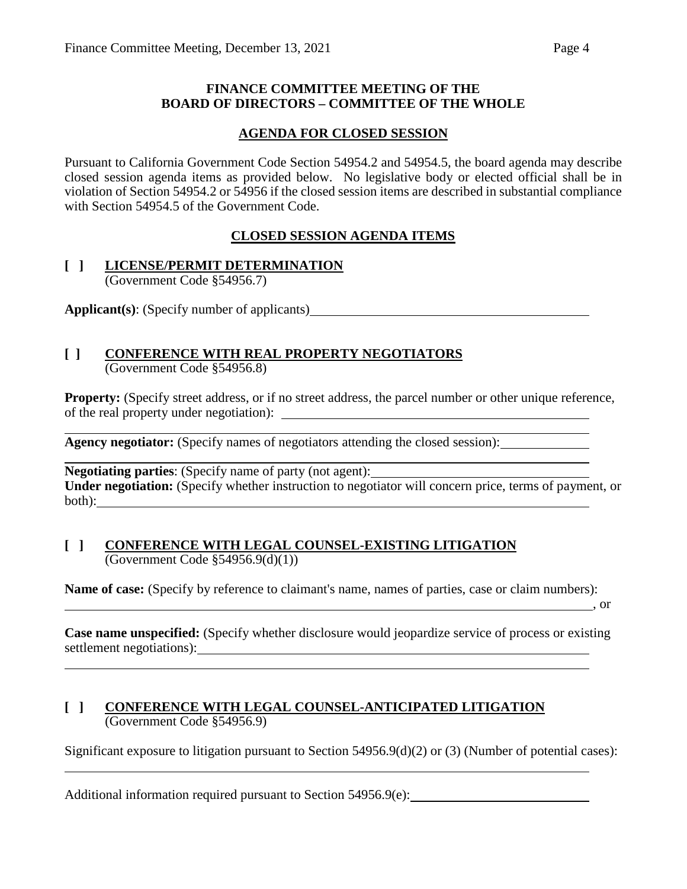**FINANCE COMMITTEE MEETING OF THE BOARD OF DIRECTORS – COMMITTEE OF THE WHOLE**

**AGENDA FOR CLOSED SESSION**

Pursuant to California Government Code Section 54954.2 and 54954.5, the board agenda may describe closed session agenda items as provided below. No legislative body or elected official shall be in violation of Section 54954.2 or 54956 if the closed session items are described in substantial compliance with Section 54954.5 of the Government Code.

**CLOSED SESSION AGENDA ITEMS**

**[ ] LICENSE/PERMIT DETERMINATION**
(Government Code §54956.7)

**Applicant(s)**: (Specify number of applicants)\_\_\_\_\_\_\_\_\_\_\_\_\_\_\_\_\_\_\_\_\_\_\_\_\_\_\_\_\_\_\_\_\_\_\_\_\_\_\_\_

**[ ] CONFERENCE WITH REAL PROPERTY NEGOTIATORS**
(Government Code §54956.8)

**Property:** (Specify street address, or if no street address, the parcel number or other unique reference, of the real property under negotiation): \_\_\_\_\_\_\_\_\_\_\_\_\_\_\_\_\_\_\_\_\_\_\_\_\_\_\_\_\_\_\_\_\_\_\_\_\_\_\_\_\_\_\_\_\_\_

**Agency negotiator:** (Specify names of negotiators attending the closed session):\_\_\_\_\_\_\_\_\_\_\_\_\_

**Negotiating parties**: (Specify name of party (not agent):\_\_\_\_\_\_\_\_\_\_\_\_\_\_\_\_\_\_\_\_\_\_\_\_\_\_\_\_\_\_\_\_\_\_
**Under negotiation:** (Specify whether instruction to negotiator will concern price, terms of payment, or both):\_\_\_\_\_\_\_\_\_\_\_\_\_\_\_\_\_\_\_\_\_\_\_\_\_\_\_\_\_\_\_\_\_\_\_\_\_\_\_\_\_\_\_\_\_\_\_\_\_\_\_\_\_\_\_\_\_\_\_\_\_\_\_\_\_\_\_\_\_\_\_\_\_\_\_

**[ ] CONFERENCE WITH LEGAL COUNSEL-EXISTING LITIGATION**
(Government Code §54956.9(d)(1))

**Name of case:** (Specify by reference to claimant's name, names of parties, case or claim numbers):
\_\_\_\_\_\_\_\_\_\_\_\_\_\_\_\_\_\_\_\_\_\_\_\_\_\_\_\_\_\_\_\_\_\_\_\_\_\_\_\_\_\_\_\_\_\_\_\_\_\_\_\_\_\_\_\_\_\_\_\_\_\_\_\_\_\_\_\_\_\_\_\_\_\_\_\_\_\_\_\_, or

**Case name unspecified:** (Specify whether disclosure would jeopardize service of process or existing settlement negotiations):\_\_\_\_\_\_\_\_\_\_\_\_\_\_\_\_\_\_\_\_\_\_\_\_\_\_\_\_\_\_\_\_\_\_\_\_\_\_\_\_\_\_\_\_\_\_\_\_\_\_\_\_\_\_\_\_\_\_\_\_\_

**[ ] CONFERENCE WITH LEGAL COUNSEL-ANTICIPATED LITIGATION**
(Government Code §54956.9)

Significant exposure to litigation pursuant to Section 54956.9(d)(2) or (3) (Number of potential cases):
\_\_\_\_\_\_\_\_\_\_\_\_\_\_\_\_\_\_\_\_\_\_\_\_\_\_\_\_\_\_\_\_\_\_\_\_\_\_\_\_\_\_\_\_\_\_\_\_\_\_\_\_\_\_\_\_\_\_\_\_\_\_\_\_\_\_\_\_\_\_\_\_\_\_\_\_\_\_\_\_

Additional information required pursuant to Section 54956.9(e):\_\_\_\_\_\_\_\_\_\_\_\_\_\_\_\_\_\_\_\_\_\_\_\_\_\_\_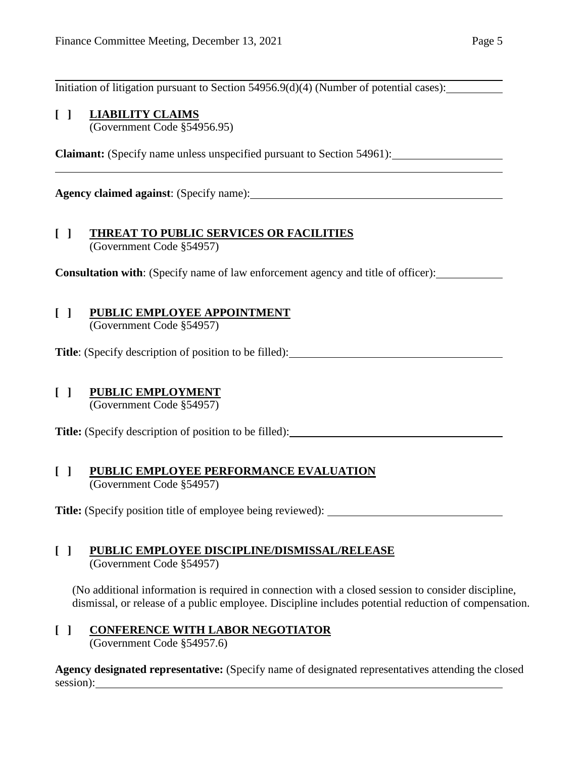Initiation of litigation pursuant to Section 54956.9(d)(4) (Number of potential cases): __________

[ ] **LIABILITY CLAIMS**
(Government Code §54956.95)

**Claimant:** (Specify name unless unspecified pursuant to Section 54961): ____________________

**Agency claimed against**: (Specify name): ____________________

[ ] **THREAT TO PUBLIC SERVICES OR FACILITIES**
(Government Code §54957)

**Consultation with**: (Specify name of law enforcement agency and title of officer): __________

[ ] **PUBLIC EMPLOYEE APPOINTMENT**
(Government Code §54957)

**Title**: (Specify description of position to be filled): ____________________

[ ] **PUBLIC EMPLOYMENT**
(Government Code §54957)

**Title:** (Specify description of position to be filled): ____________________

[ ] **PUBLIC EMPLOYEE PERFORMANCE EVALUATION**
(Government Code §54957)

**Title:** (Specify position title of employee being reviewed): ____________________

[ ] **PUBLIC EMPLOYEE DISCIPLINE/DISMISSAL/RELEASE**
(Government Code §54957)

(No additional information is required in connection with a closed session to consider discipline, dismissal, or release of a public employee. Discipline includes potential reduction of compensation.

[ ] **CONFERENCE WITH LABOR NEGOTIATOR**
(Government Code §54957.6)

**Agency designated representative:** (Specify name of designated representatives attending the closed session): ____________________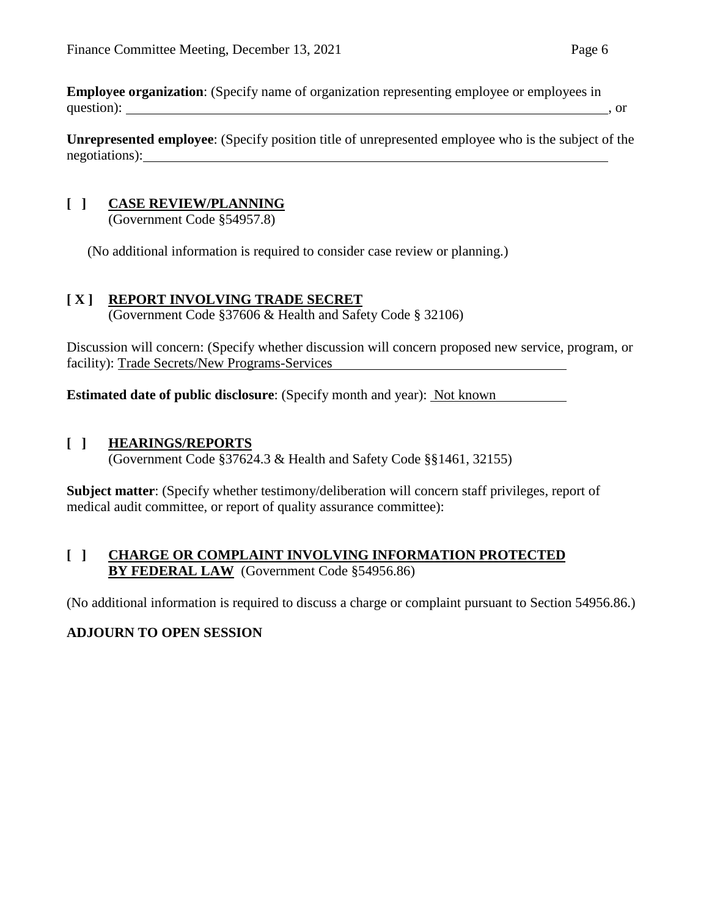**Employee organization**: (Specify name of organization representing employee or employees in question): \_\_\_\_\_\_\_\_\_\_\_\_\_\_\_\_\_\_\_\_\_\_\_\_\_\_\_\_\_\_\_\_\_\_\_\_\_\_\_\_\_\_\_\_\_\_\_\_\_\_\_\_\_\_\_\_\_\_\_\_\_\_\_\_\_\_\_\_\_\_\_, or

**Unrepresented employee**: (Specify position title of unrepresented employee who is the subject of the negotiations): \_\_\_\_\_\_\_\_\_\_\_\_\_\_\_\_\_\_\_\_\_\_\_\_\_\_\_\_\_\_\_\_\_\_\_\_\_\_\_\_\_\_\_\_\_\_\_\_\_\_\_\_\_\_\_\_\_\_\_\_\_\_\_\_\_\_\_\_\_

**[ ] CASE REVIEW/PLANNING**
(Government Code §54957.8)

(No additional information is required to consider case review or planning.)

**[ X ] REPORT INVOLVING TRADE SECRET**
(Government Code §37606 & Health and Safety Code § 32106)

Discussion will concern: (Specify whether discussion will concern proposed new service, program, or facility): Trade Secrets/New Programs-Services

**Estimated date of public disclosure**: (Specify month and year): Not known

**[ ] HEARINGS/REPORTS**
(Government Code §37624.3 & Health and Safety Code §§1461, 32155)

**Subject matter**: (Specify whether testimony/deliberation will concern staff privileges, report of medical audit committee, or report of quality assurance committee):

**[ ] CHARGE OR COMPLAINT INVOLVING INFORMATION PROTECTED BY FEDERAL LAW** (Government Code §54956.86)

(No additional information is required to discuss a charge or complaint pursuant to Section 54956.86.)

**ADJOURN TO OPEN SESSION**